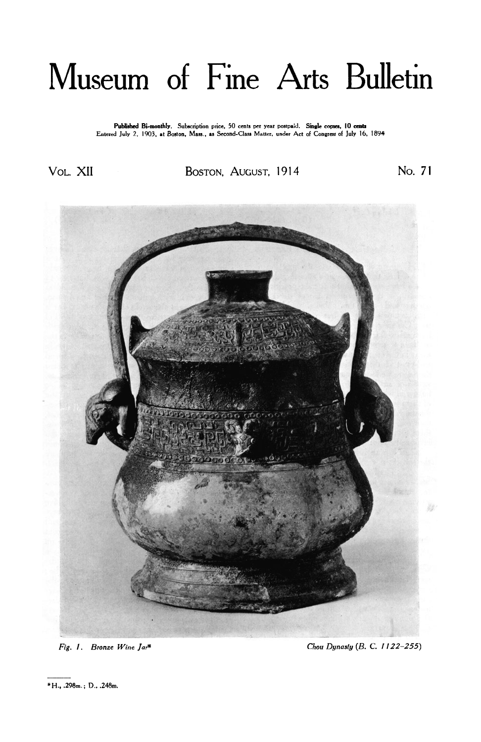# Museum of Fine Arts Bulletin

**Published Bi-monthly.** Subscription price, 50 cents per year postpaid. **Single copies, 10 cents**
Entered July 2, 1903, at Boston, Mass., as Second-Class Matter, under Act of Congress of July 16, 1894

VOL. XII | BOSTON, AUGUST, 1914 | NO. 71

*Fig. 1. Bronze Wine Jar** — *Chou Dynasty (B. C. 1122–255)*

*H., .298m.; D., .248m.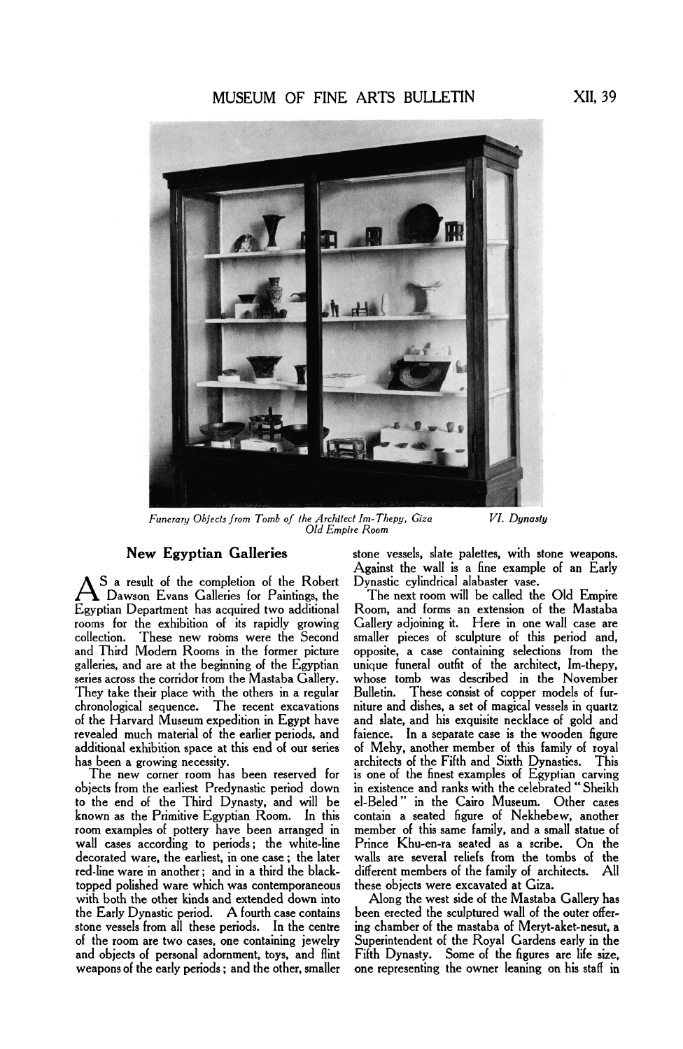*Funerary Objects from Tomb of the Architect Im-Thepy, Giza* *VI. Dynasty*
*Old Empire Room*

## New Egyptian Galleries

As a result of the completion of the Robert Dawson Evans Galleries for Paintings, the Egyptian Department has acquired two additional rooms for the exhibition of its rapidly growing collection. These new rooms were the Second and Third Modern Rooms in the former picture galleries, and are at the beginning of the Egyptian series across the corridor from the Mastaba Gallery. They take their place with the others in a regular chronological sequence. The recent excavations of the Harvard Museum expedition in Egypt have revealed much material of the earlier periods, and additional exhibition space at this end of our series has been a growing necessity.

The new corner room has been reserved for objects from the earliest Predynastic period down to the end of the Third Dynasty, and will be known as the Primitive Egyptian Room. In this room examples of pottery have been arranged in wall cases according to periods; the white-line decorated ware, the earliest, in one case; the later red-line ware in another; and in a third the black-topped polished ware which was contemporaneous with both the other kinds and extended down into the Early Dynastic period. A fourth case contains stone vessels from all these periods. In the centre of the room are two cases, one containing jewelry and objects of personal adornment, toys, and flint weapons of the early periods; and the other, smaller stone vessels, slate palettes, with stone weapons. Against the wall is a fine example of an Early Dynastic cylindrical alabaster vase.

The next room will be called the Old Empire Room, and forms an extension of the Mastaba Gallery adjoining it. Here in one wall case are smaller pieces of sculpture of this period and, opposite, a case containing selections from the unique funeral outfit of the architect, Im-thepy, whose tomb was described in the November Bulletin. These consist of copper models of furniture and dishes, a set of magical vessels in quartz and slate, and his exquisite necklace of gold and faience. In a separate case is the wooden figure of Mehy, another member of this family of royal architects of the Fifth and Sixth Dynasties. This is one of the finest examples of Egyptian carving in existence and ranks with the celebrated "Sheikh el-Beled" in the Cairo Museum. Other cases contain a seated figure of Nekhebew, another member of this same family, and a small statue of Prince Khu-en-ra seated as a scribe. On the walls are several reliefs from the tombs of the different members of the family of architects. All these objects were excavated at Giza.

Along the west side of the Mastaba Gallery has been erected the sculptured wall of the outer offering chamber of the mastaba of Meryt-aket-nesut, a Superintendent of the Royal Gardens early in the Fifth Dynasty. Some of the figures are life size, one representing the owner leaning on his staff in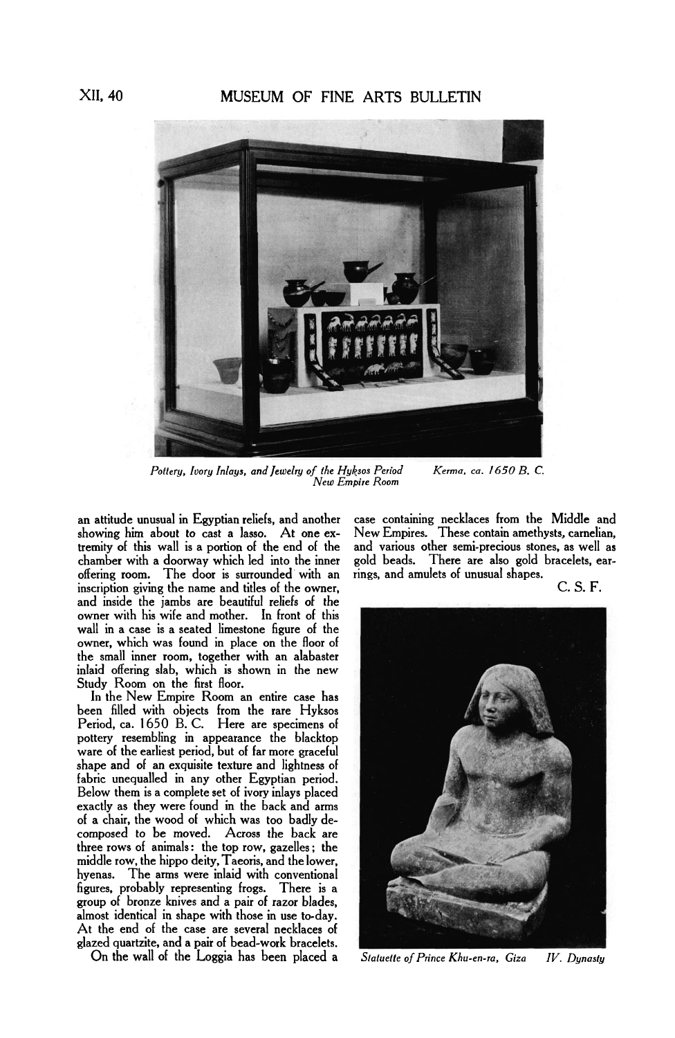*Pottery, Ivory Inlays, and Jewelry of the Hyksos Period* *Kerma, ca. 1650 B. C.*
*New Empire Room*

an attitude unusual in Egyptian reliefs, and another showing him about to cast a lasso. At one extremity of this wall is a portion of the end of the chamber with a doorway which led into the inner offering room. The door is surrounded with an inscription giving the name and titles of the owner, and inside the jambs are beautiful reliefs of the owner with his wife and mother. In front of this wall in a case is a seated limestone figure of the owner, which was found in place on the floor of the small inner room, together with an alabaster inlaid offering slab, which is shown in the new Study Room on the first floor.

In the New Empire Room an entire case has been filled with objects from the rare Hyksos Period, ca. 1650 B. C. Here are specimens of pottery resembling in appearance the blacktop ware of the earliest period, but of far more graceful shape and of an exquisite texture and lightness of fabric unequalled in any other Egyptian period. Below them is a complete set of ivory inlays placed exactly as they were found in the back and arms of a chair, the wood of which was too badly decomposed to be moved. Across the back are three rows of animals: the top row, gazelles; the middle row, the hippo deity, Taeoris, and the lower, hyenas. The arms were inlaid with conventional figures, probably representing frogs. There is a group of bronze knives and a pair of razor blades, almost identical in shape with those in use to-day. At the end of the case are several necklaces of glazed quartzite, and a pair of bead-work bracelets.

On the wall of the Loggia has been placed a case containing necklaces from the Middle and New Empires. These contain amethysts, carnelian, and various other semi-precious stones, as well as gold beads. There are also gold bracelets, earrings, and amulets of unusual shapes.

C. S. F.

*Statuette of Prince Khu-en-ra, Giza* *IV. Dynasty*